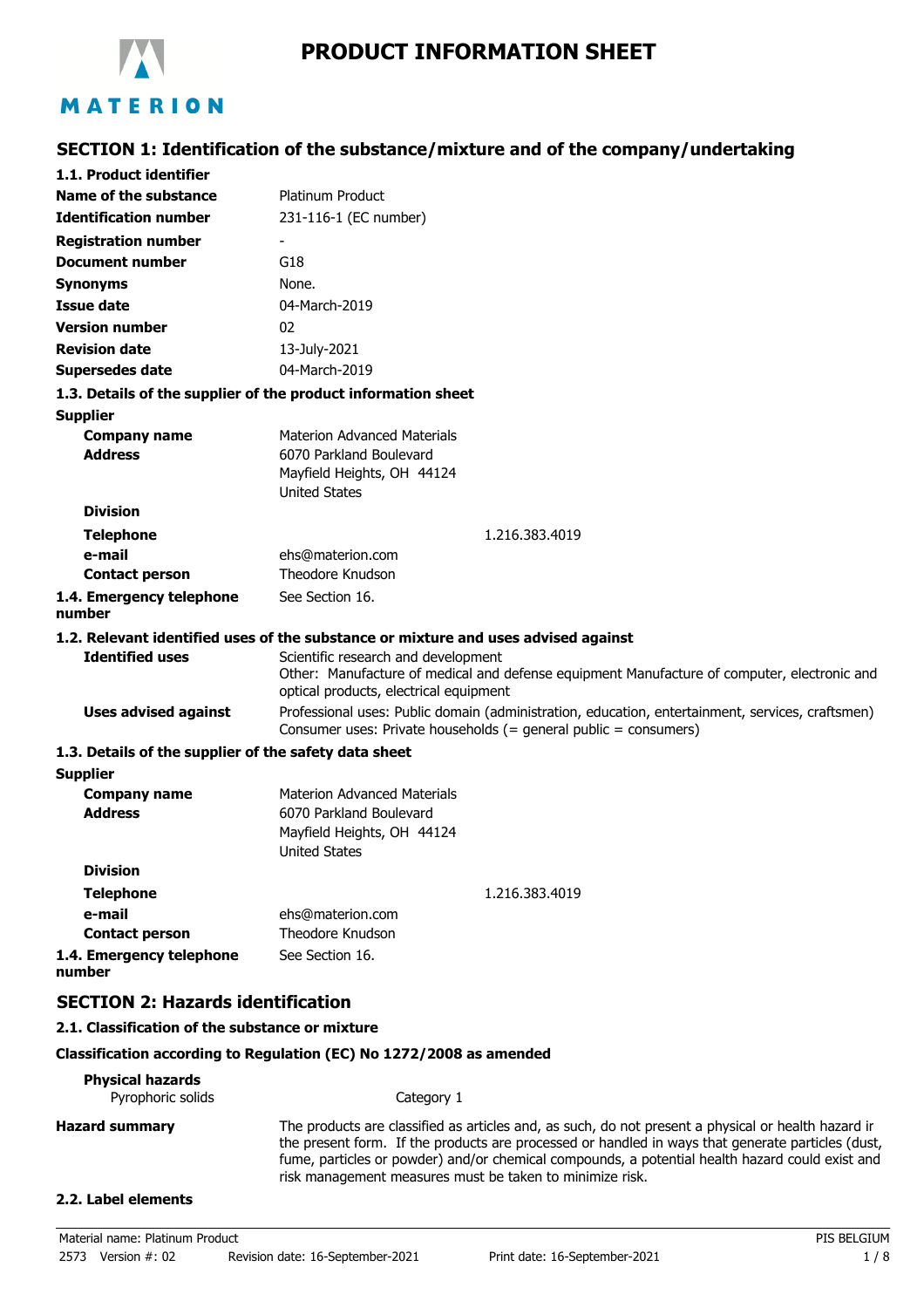# PRODUCT INFORMATION SHEET

MATERION

## SECTION 1: Identification of the substance/mixture and of the company/undertaking

### 1.1. Product identifier

| | |
|---|---|
| **Name of the substance** | Platinum Product |
| **Identification number** | 231-116-1 (EC number) |
| **Registration number** | - |
| **Document number** | G18 |
| **Synonyms** | None. |
| **Issue date** | 04-March-2019 |
| **Version number** | 02 |
| **Revision date** | 13-July-2021 |
| **Supersedes date** | 04-March-2019 |

### 1.3. Details of the supplier of the product information sheet

**Supplier**

| | |
|---|---|
| **Company name** | Materion Advanced Materials |
| **Address** | 6070 Parkland Boulevard<br>Mayfield Heights, OH 44124<br>United States |
| **Division** | |
| **Telephone** | 1.216.383.4019 |
| **e-mail** | ehs@materion.com |
| **Contact person** | Theodore Knudson |
| **1.4. Emergency telephone number** | See Section 16. |

### 1.2. Relevant identified uses of the substance or mixture and uses advised against

| | |
|---|---|
| **Identified uses** | Scientific research and development<br>Other: Manufacture of medical and defense equipment Manufacture of computer, electronic and optical products, electrical equipment |
| **Uses advised against** | Professional uses: Public domain (administration, education, entertainment, services, craftsmen)<br>Consumer uses: Private households (= general public = consumers) |

### 1.3. Details of the supplier of the safety data sheet

**Supplier**

| | |
|---|---|
| **Company name** | Materion Advanced Materials |
| **Address** | 6070 Parkland Boulevard<br>Mayfield Heights, OH 44124<br>United States |
| **Division** | |
| **Telephone** | 1.216.383.4019 |
| **e-mail** | ehs@materion.com |
| **Contact person** | Theodore Knudson |
| **1.4. Emergency telephone number** | See Section 16. |

## SECTION 2: Hazards identification

### 2.1. Classification of the substance or mixture

**Classification according to Regulation (EC) No 1272/2008 as amended**

**Physical hazards**

| | |
|---|---|
| Pyrophoric solids | Category 1 |

**Hazard summary** The products are classified as articles and, as such, do not present a physical or health hazard ir the present form. If the products are processed or handled in ways that generate particles (dust, fume, particles or powder) and/or chemical compounds, a potential health hazard could exist and risk management measures must be taken to minimize risk.

### 2.2. Label elements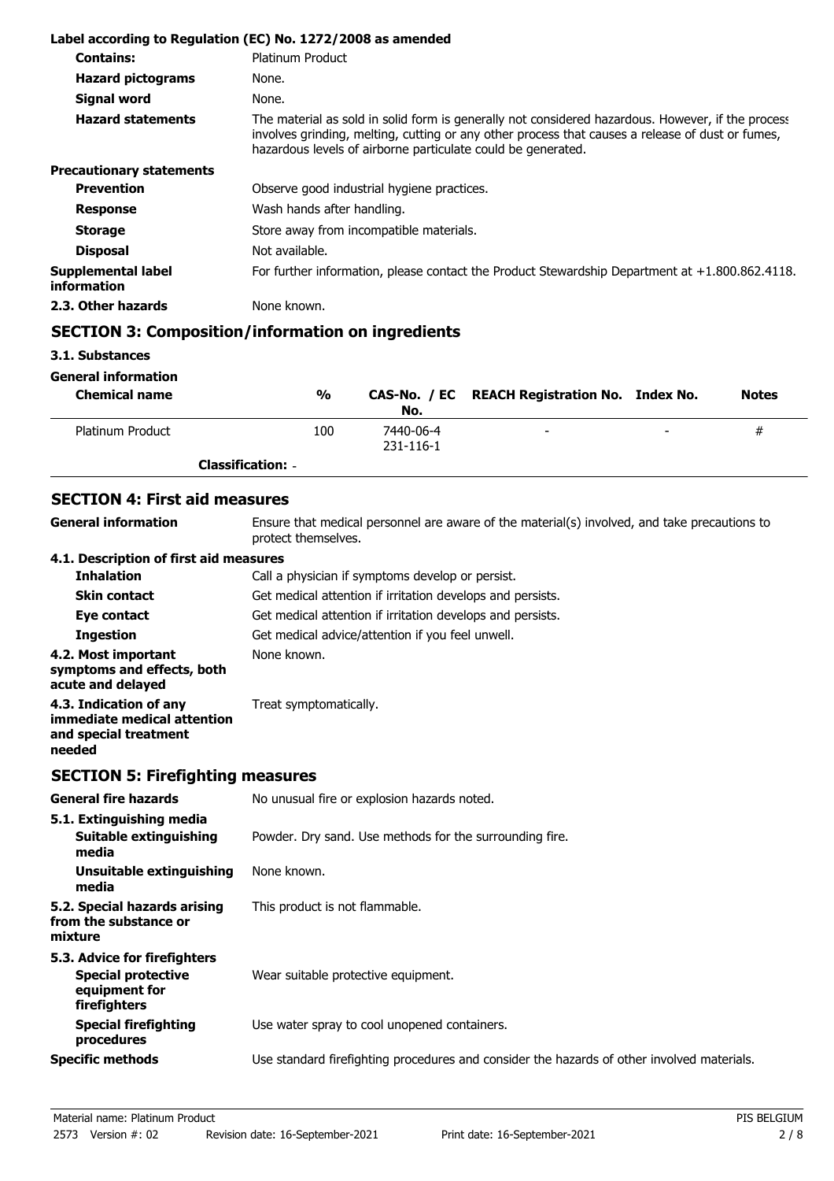**Label according to Regulation (EC) No. 1272/2008 as amended**

| | |
|---|---|
| **Contains:** | Platinum Product |
| **Hazard pictograms** | None. |
| **Signal word** | None. |
| **Hazard statements** | The material as sold in solid form is generally not considered hazardous. However, if the process involves grinding, melting, cutting or any other process that causes a release of dust or fumes, hazardous levels of airborne particulate could be generated. |
| **Precautionary statements** | |
| **Prevention** | Observe good industrial hygiene practices. |
| **Response** | Wash hands after handling. |
| **Storage** | Store away from incompatible materials. |
| **Disposal** | Not available. |
| **Supplemental label information** | For further information, please contact the Product Stewardship Department at +1.800.862.4118. |
| **2.3. Other hazards** | None known. |

## SECTION 3: Composition/information on ingredients

**3.1. Substances**

**General information**

| Chemical name | % | CAS-No. / EC No. | REACH Registration No. | Index No. | Notes |
|---|---|---|---|---|---|
| Platinum Product | 100 | 7440-06-4 231-116-1 | - | - | # |
| **Classification:** - | | | | | |

## SECTION 4: First aid measures

| | |
|---|---|
| **General information** | Ensure that medical personnel are aware of the material(s) involved, and take precautions to protect themselves. |
| **4.1. Description of first aid measures** | |
| **Inhalation** | Call a physician if symptoms develop or persist. |
| **Skin contact** | Get medical attention if irritation develops and persists. |
| **Eye contact** | Get medical attention if irritation develops and persists. |
| **Ingestion** | Get medical advice/attention if you feel unwell. |
| **4.2. Most important symptoms and effects, both acute and delayed** | None known. |
| **4.3. Indication of any immediate medical attention and special treatment needed** | Treat symptomatically. |

## SECTION 5: Firefighting measures

| | |
|---|---|
| **General fire hazards** | No unusual fire or explosion hazards noted. |
| **5.1. Extinguishing media** | |
| **Suitable extinguishing media** | Powder. Dry sand. Use methods for the surrounding fire. |
| **Unsuitable extinguishing media** | None known. |
| **5.2. Special hazards arising from the substance or mixture** | This product is not flammable. |
| **5.3. Advice for firefighters** | |
| **Special protective equipment for firefighters** | Wear suitable protective equipment. |
| **Special firefighting procedures** | Use water spray to cool unopened containers. |
| **Specific methods** | Use standard firefighting procedures and consider the hazards of other involved materials. |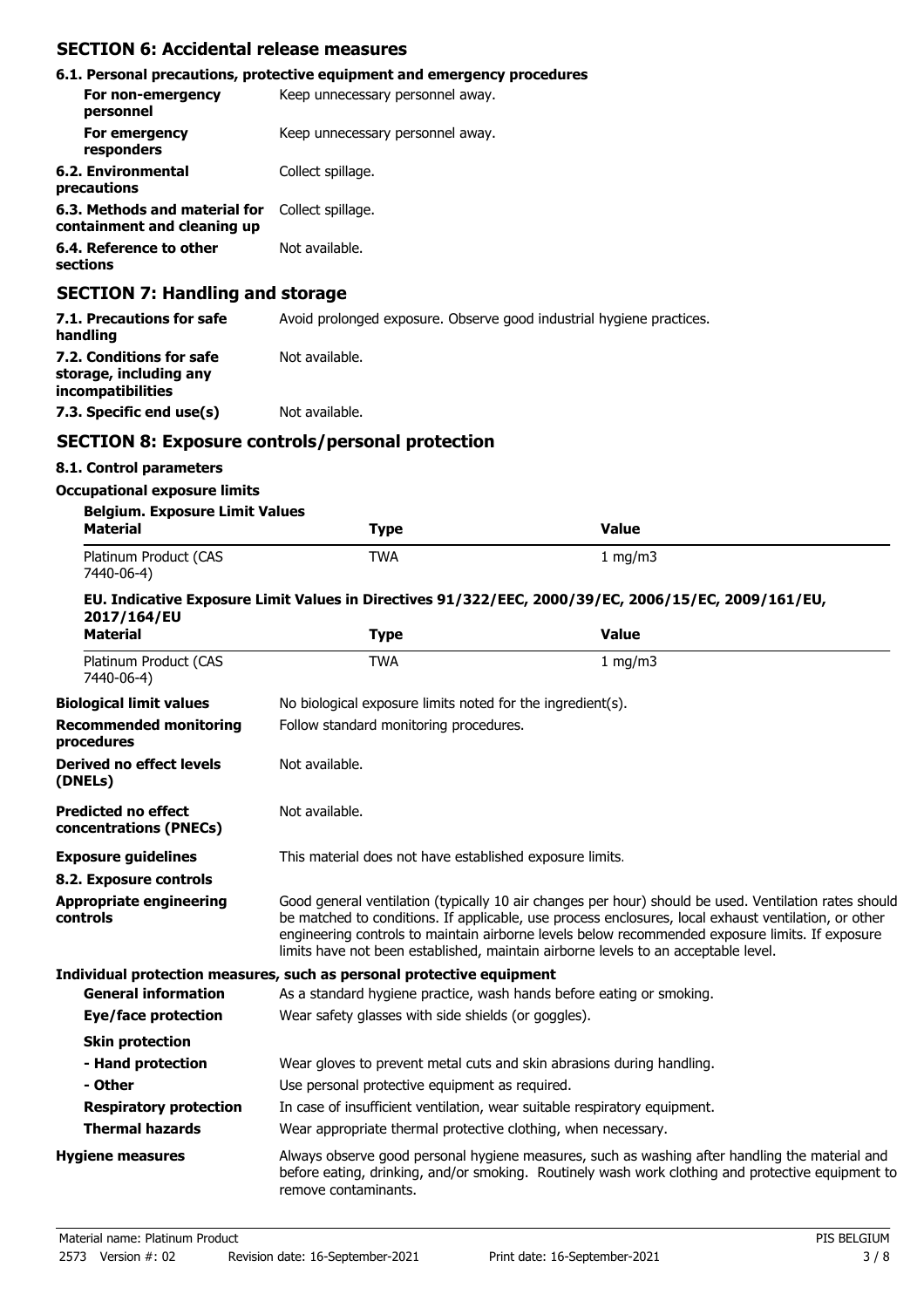## SECTION 6: Accidental release measures

### 6.1. Personal precautions, protective equipment and emergency procedures

| | |
|---|---|
| **For non-emergency personnel** | Keep unnecessary personnel away. |
| **For emergency responders** | Keep unnecessary personnel away. |
| **6.2. Environmental precautions** | Collect spillage. |
| **6.3. Methods and material for containment and cleaning up** | Collect spillage. |
| **6.4. Reference to other sections** | Not available. |

## SECTION 7: Handling and storage

| | |
|---|---|
| **7.1. Precautions for safe handling** | Avoid prolonged exposure. Observe good industrial hygiene practices. |
| **7.2. Conditions for safe storage, including any incompatibilities** | Not available. |
| **7.3. Specific end use(s)** | Not available. |

## SECTION 8: Exposure controls/personal protection

### 8.1. Control parameters

**Occupational exposure limits**

**Belgium. Exposure Limit Values**

| Material | Type | Value |
|---|---|---|
| Platinum Product (CAS 7440-06-4) | TWA | 1 mg/m3 |

**EU. Indicative Exposure Limit Values in Directives 91/322/EEC, 2000/39/EC, 2006/15/EC, 2009/161/EU, 2017/164/EU**

| Material | Type | Value |
|---|---|---|
| Platinum Product (CAS 7440-06-4) | TWA | 1 mg/m3 |

| | |
|---|---|
| **Biological limit values** | No biological exposure limits noted for the ingredient(s). |
| **Recommended monitoring procedures** | Follow standard monitoring procedures. |
| **Derived no effect levels (DNELs)** | Not available. |
| **Predicted no effect concentrations (PNECs)** | Not available. |
| **Exposure guidelines** | This material does not have established exposure limits. |

### 8.2. Exposure controls

**Appropriate engineering controls**: Good general ventilation (typically 10 air changes per hour) should be used. Ventilation rates should be matched to conditions. If applicable, use process enclosures, local exhaust ventilation, or other engineering controls to maintain airborne levels below recommended exposure limits. If exposure limits have not been established, maintain airborne levels to an acceptable level.

**Individual protection measures, such as personal protective equipment**

| | |
|---|---|
| **General information** | As a standard hygiene practice, wash hands before eating or smoking. |
| **Eye/face protection** | Wear safety glasses with side shields (or goggles). |
| **Skin protection** | |
| **- Hand protection** | Wear gloves to prevent metal cuts and skin abrasions during handling. |
| **- Other** | Use personal protective equipment as required. |
| **Respiratory protection** | In case of insufficient ventilation, wear suitable respiratory equipment. |
| **Thermal hazards** | Wear appropriate thermal protective clothing, when necessary. |

**Hygiene measures**: Always observe good personal hygiene measures, such as washing after handling the material and before eating, drinking, and/or smoking. Routinely wash work clothing and protective equipment to remove contaminants.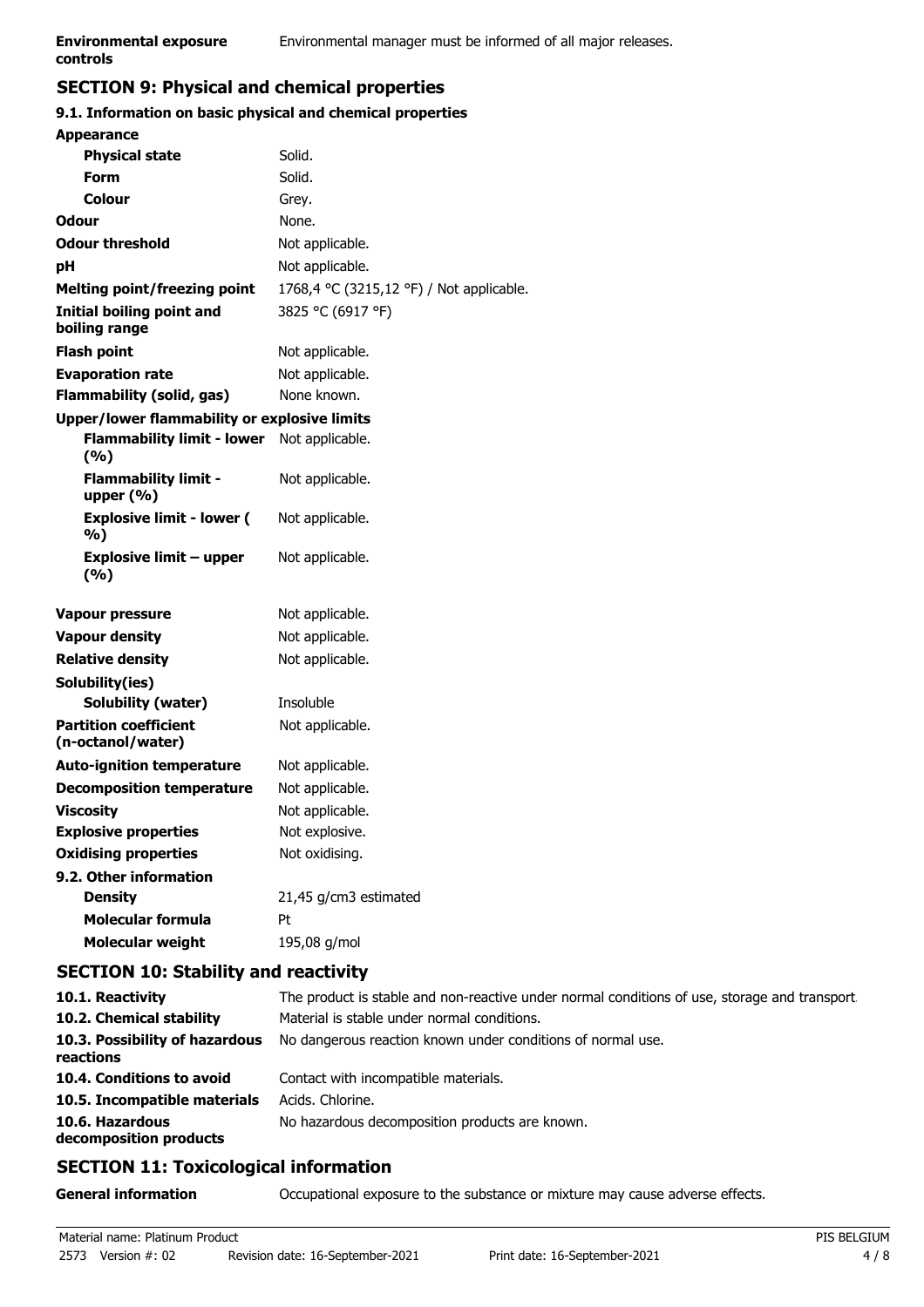| | |
|---|---|
| **Environmental exposure controls** | Environmental manager must be informed of all major releases. |

## SECTION 9: Physical and chemical properties

### 9.1. Information on basic physical and chemical properties

| | |
|---|---|
| **Appearance** | |
| **Physical state** | Solid. |
| **Form** | Solid. |
| **Colour** | Grey. |
| **Odour** | None. |
| **Odour threshold** | Not applicable. |
| **pH** | Not applicable. |
| **Melting point/freezing point** | 1768,4 °C (3215,12 °F) / Not applicable. |
| **Initial boiling point and boiling range** | 3825 °C (6917 °F) |
| **Flash point** | Not applicable. |
| **Evaporation rate** | Not applicable. |
| **Flammability (solid, gas)** | None known. |
| **Upper/lower flammability or explosive limits** | |
| **Flammability limit - lower (%)** | Not applicable. |
| **Flammability limit - upper (%)** | Not applicable. |
| **Explosive limit - lower ( %)** | Not applicable. |
| **Explosive limit – upper (%)** | Not applicable. |
| **Vapour pressure** | Not applicable. |
| **Vapour density** | Not applicable. |
| **Relative density** | Not applicable. |
| **Solubility(ies)** | |
| **Solubility (water)** | Insoluble |
| **Partition coefficient (n-octanol/water)** | Not applicable. |
| **Auto-ignition temperature** | Not applicable. |
| **Decomposition temperature** | Not applicable. |
| **Viscosity** | Not applicable. |
| **Explosive properties** | Not explosive. |
| **Oxidising properties** | Not oxidising. |
| **9.2. Other information** | |
| **Density** | 21,45 g/cm3 estimated |
| **Molecular formula** | Pt |
| **Molecular weight** | 195,08 g/mol |

## SECTION 10: Stability and reactivity

| | |
|---|---|
| **10.1. Reactivity** | The product is stable and non-reactive under normal conditions of use, storage and transport. |
| **10.2. Chemical stability** | Material is stable under normal conditions. |
| **10.3. Possibility of hazardous reactions** | No dangerous reaction known under conditions of normal use. |
| **10.4. Conditions to avoid** | Contact with incompatible materials. |
| **10.5. Incompatible materials** | Acids. Chlorine. |
| **10.6. Hazardous decomposition products** | No hazardous decomposition products are known. |

## SECTION 11: Toxicological information

| | |
|---|---|
| **General information** | Occupational exposure to the substance or mixture may cause adverse effects. |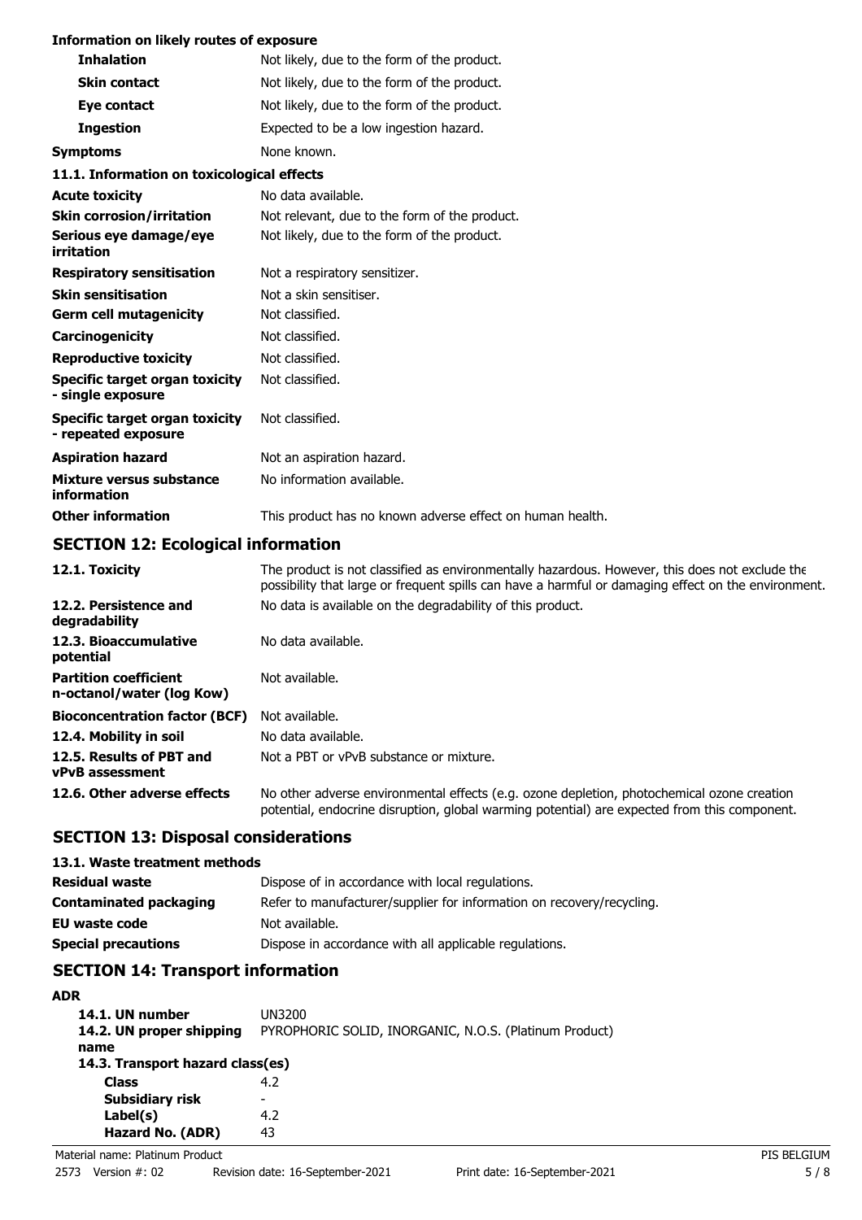**Information on likely routes of exposure**

| | |
|---|---|
| **Inhalation** | Not likely, due to the form of the product. |
| **Skin contact** | Not likely, due to the form of the product. |
| **Eye contact** | Not likely, due to the form of the product. |
| **Ingestion** | Expected to be a low ingestion hazard. |
| **Symptoms** | None known. |

**11.1. Information on toxicological effects**

| | |
|---|---|
| **Acute toxicity** | No data available. |
| **Skin corrosion/irritation** | Not relevant, due to the form of the product. |
| **Serious eye damage/eye irritation** | Not likely, due to the form of the product. |
| **Respiratory sensitisation** | Not a respiratory sensitizer. |
| **Skin sensitisation** | Not a skin sensitiser. |
| **Germ cell mutagenicity** | Not classified. |
| **Carcinogenicity** | Not classified. |
| **Reproductive toxicity** | Not classified. |
| **Specific target organ toxicity - single exposure** | Not classified. |
| **Specific target organ toxicity - repeated exposure** | Not classified. |
| **Aspiration hazard** | Not an aspiration hazard. |
| **Mixture versus substance information** | No information available. |
| **Other information** | This product has no known adverse effect on human health. |

## SECTION 12: Ecological information

| | |
|---|---|
| **12.1. Toxicity** | The product is not classified as environmentally hazardous. However, this does not exclude the possibility that large or frequent spills can have a harmful or damaging effect on the environment. |
| **12.2. Persistence and degradability** | No data is available on the degradability of this product. |
| **12.3. Bioaccumulative potential** | No data available. |
| **Partition coefficient n-octanol/water (log Kow)** | Not available. |
| **Bioconcentration factor (BCF)** | Not available. |
| **12.4. Mobility in soil** | No data available. |
| **12.5. Results of PBT and vPvB assessment** | Not a PBT or vPvB substance or mixture. |
| **12.6. Other adverse effects** | No other adverse environmental effects (e.g. ozone depletion, photochemical ozone creation potential, endocrine disruption, global warming potential) are expected from this component. |

## SECTION 13: Disposal considerations

**13.1. Waste treatment methods**

| | |
|---|---|
| **Residual waste** | Dispose of in accordance with local regulations. |
| **Contaminated packaging** | Refer to manufacturer/supplier for information on recovery/recycling. |
| **EU waste code** | Not available. |
| **Special precautions** | Dispose in accordance with all applicable regulations. |

## SECTION 14: Transport information

**ADR**

| | |
|---|---|
| **14.1. UN number** | UN3200 |
| **14.2. UN proper shipping name** | PYROPHORIC SOLID, INORGANIC, N.O.S. (Platinum Product) |
| **14.3. Transport hazard class(es)** | |
| **Class** | 4.2 |
| **Subsidiary risk** | - |
| **Label(s)** | 4.2 |
| **Hazard No. (ADR)** | 43 |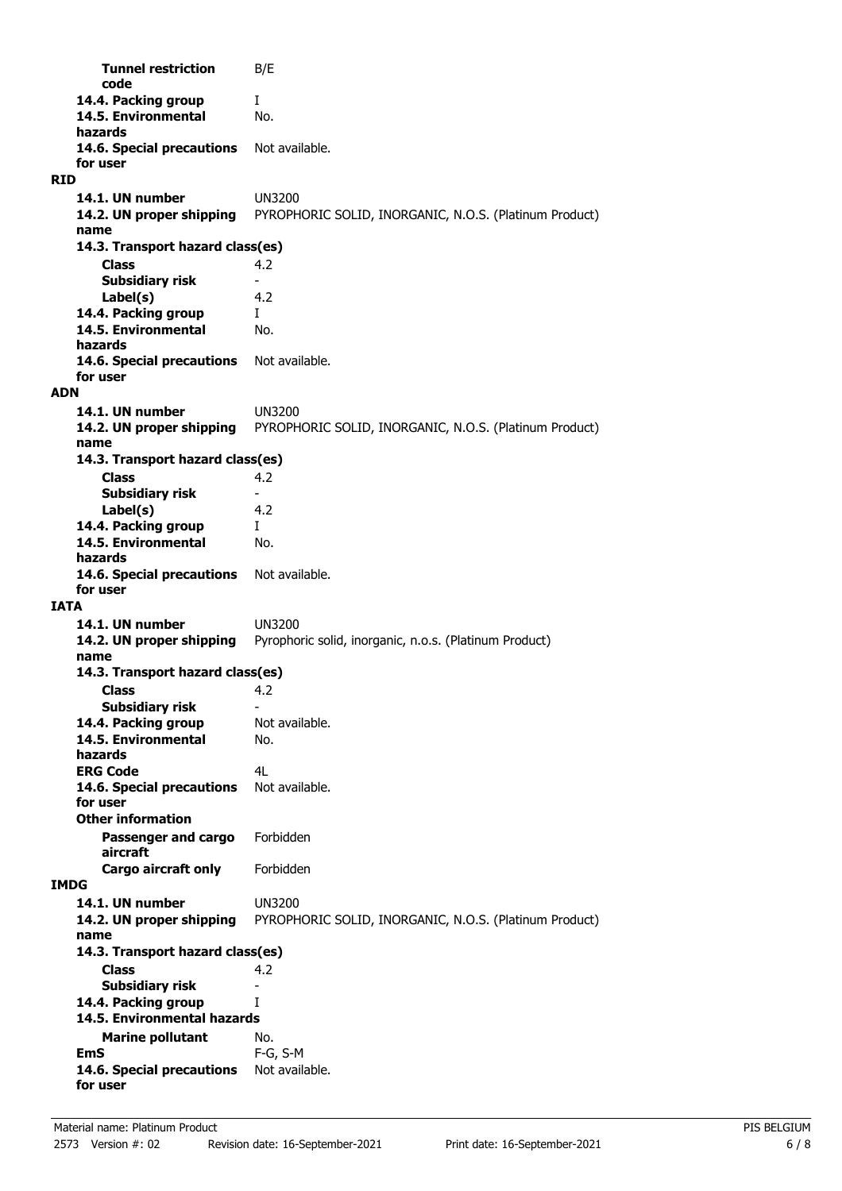| | |
|---|---|
| **Tunnel restriction code** | B/E |
| **14.4. Packing group** | I |
| **14.5. Environmental hazards** | No. |
| **14.6. Special precautions for user** | Not available. |

**RID**

| | |
|---|---|
| **14.1. UN number** | UN3200 |
| **14.2. UN proper shipping name** | PYROPHORIC SOLID, INORGANIC, N.O.S. (Platinum Product) |
| **14.3. Transport hazard class(es)** | |
| **Class** | 4.2 |
| **Subsidiary risk** | - |
| **Label(s)** | 4.2 |
| **14.4. Packing group** | I |
| **14.5. Environmental hazards** | No. |
| **14.6. Special precautions for user** | Not available. |

**ADN**

| | |
|---|---|
| **14.1. UN number** | UN3200 |
| **14.2. UN proper shipping name** | PYROPHORIC SOLID, INORGANIC, N.O.S. (Platinum Product) |
| **14.3. Transport hazard class(es)** | |
| **Class** | 4.2 |
| **Subsidiary risk** | - |
| **Label(s)** | 4.2 |
| **14.4. Packing group** | I |
| **14.5. Environmental hazards** | No. |
| **14.6. Special precautions for user** | Not available. |

**IATA**

| | |
|---|---|
| **14.1. UN number** | UN3200 |
| **14.2. UN proper shipping name** | Pyrophoric solid, inorganic, n.o.s. (Platinum Product) |
| **14.3. Transport hazard class(es)** | |
| **Class** | 4.2 |
| **Subsidiary risk** | - |
| **14.4. Packing group** | Not available. |
| **14.5. Environmental hazards** | No. |
| **ERG Code** | 4L |
| **14.6. Special precautions for user** | Not available. |
| **Other information** | |
| **Passenger and cargo aircraft** | Forbidden |
| **Cargo aircraft only** | Forbidden |

**IMDG**

| | |
|---|---|
| **14.1. UN number** | UN3200 |
| **14.2. UN proper shipping name** | PYROPHORIC SOLID, INORGANIC, N.O.S. (Platinum Product) |
| **14.3. Transport hazard class(es)** | |
| **Class** | 4.2 |
| **Subsidiary risk** | - |
| **14.4. Packing group** | I |
| **14.5. Environmental hazards** | |
| **Marine pollutant** | No. |
| **EmS** | F-G, S-M |
| **14.6. Special precautions for user** | Not available. |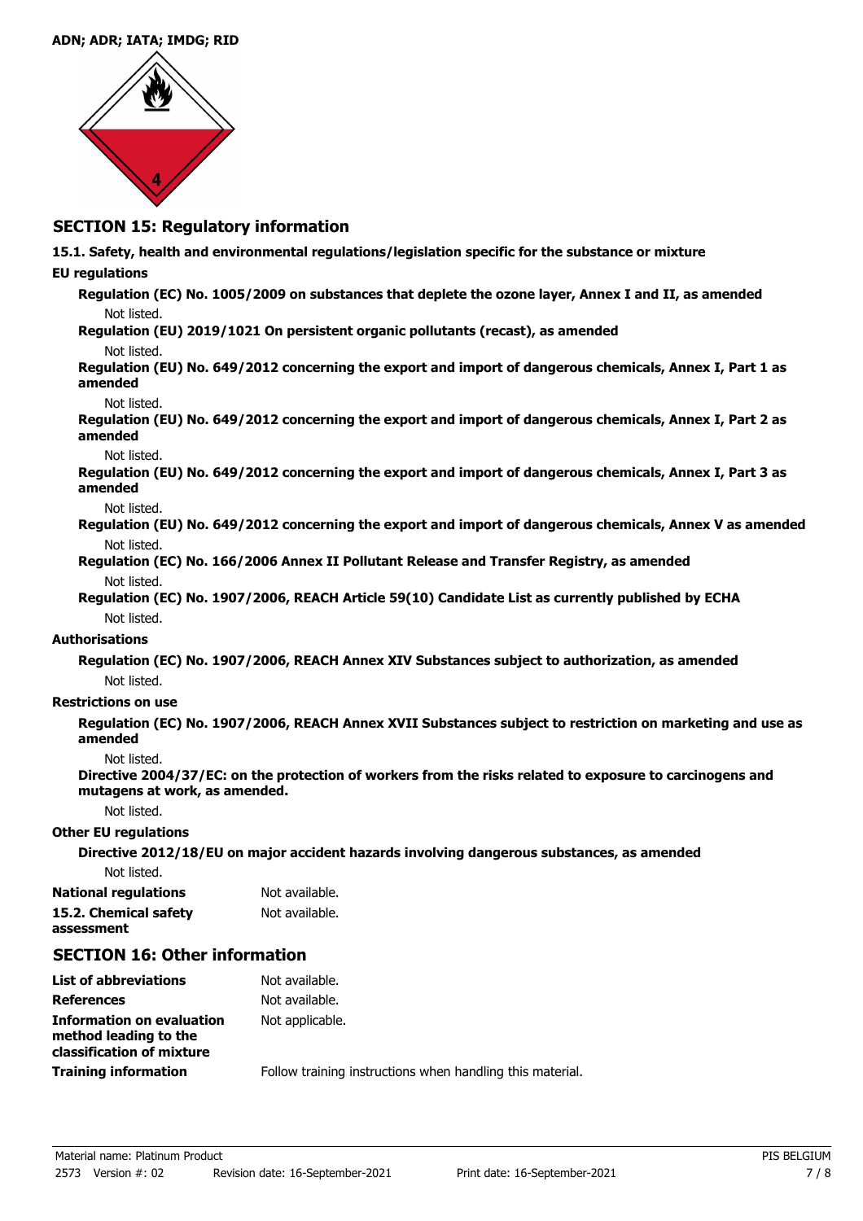ADN; ADR; IATA; IMDG; RID

## SECTION 15: Regulatory information

**15.1. Safety, health and environmental regulations/legislation specific for the substance or mixture**

**EU regulations**

**Regulation (EC) No. 1005/2009 on substances that deplete the ozone layer, Annex I and II, as amended**

Not listed.

**Regulation (EU) 2019/1021 On persistent organic pollutants (recast), as amended**

Not listed.

**Regulation (EU) No. 649/2012 concerning the export and import of dangerous chemicals, Annex I, Part 1 as amended**

Not listed.

**Regulation (EU) No. 649/2012 concerning the export and import of dangerous chemicals, Annex I, Part 2 as amended**

Not listed.

**Regulation (EU) No. 649/2012 concerning the export and import of dangerous chemicals, Annex I, Part 3 as amended**

Not listed.

**Regulation (EU) No. 649/2012 concerning the export and import of dangerous chemicals, Annex V as amended**

Not listed.

**Regulation (EC) No. 166/2006 Annex II Pollutant Release and Transfer Registry, as amended**

Not listed.

**Regulation (EC) No. 1907/2006, REACH Article 59(10) Candidate List as currently published by ECHA**

Not listed.

**Authorisations**

**Regulation (EC) No. 1907/2006, REACH Annex XIV Substances subject to authorization, as amended**

Not listed.

**Restrictions on use**

**Regulation (EC) No. 1907/2006, REACH Annex XVII Substances subject to restriction on marketing and use as amended**

Not listed.

**Directive 2004/37/EC: on the protection of workers from the risks related to exposure to carcinogens and mutagens at work, as amended.**

Not listed.

**Other EU regulations**

**Directive 2012/18/EU on major accident hazards involving dangerous substances, as amended**

Not listed.

| | |
|---|---|
| **National regulations** | Not available. |
| **15.2. Chemical safety assessment** | Not available. |

## SECTION 16: Other information

| | |
|---|---|
| **List of abbreviations** | Not available. |
| **References** | Not available. |
| **Information on evaluation method leading to the classification of mixture** | Not applicable. |
| **Training information** | Follow training instructions when handling this material. |

Material name: Platinum Product

2573 Version #: 02 Revision date: 16-September-2021 Print date: 16-September-2021

PIS BELGIUM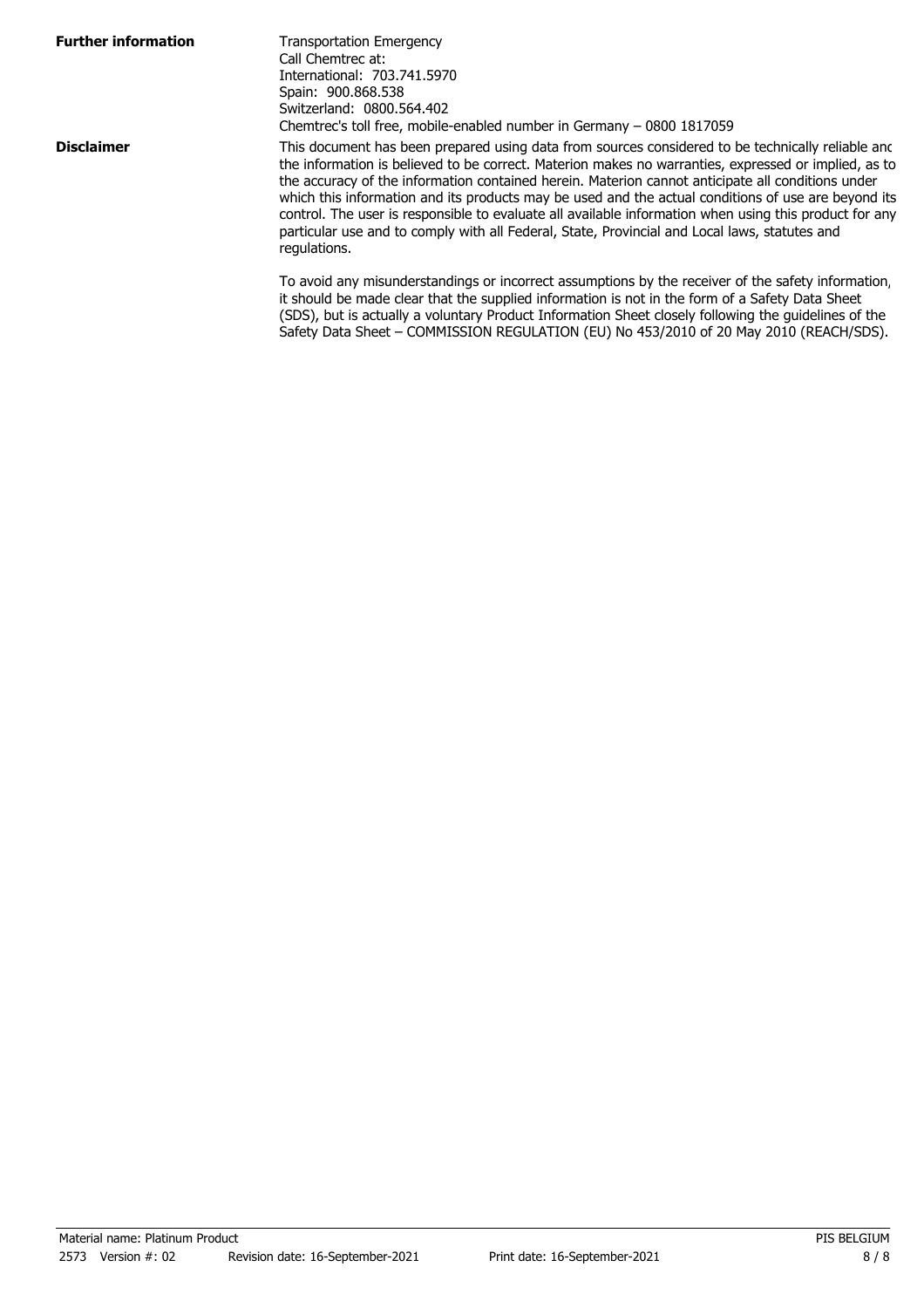**Further information**

Transportation Emergency
Call Chemtrec at:
International: 703.741.5970
Spain: 900.868.538
Switzerland: 0800.564.402
Chemtrec's toll free, mobile-enabled number in Germany – 0800 1817059

**Disclaimer**

This document has been prepared using data from sources considered to be technically reliable and the information is believed to be correct. Materion makes no warranties, expressed or implied, as to the accuracy of the information contained herein. Materion cannot anticipate all conditions under which this information and its products may be used and the actual conditions of use are beyond its control. The user is responsible to evaluate all available information when using this product for any particular use and to comply with all Federal, State, Provincial and Local laws, statutes and regulations.

To avoid any misunderstandings or incorrect assumptions by the receiver of the safety information, it should be made clear that the supplied information is not in the form of a Safety Data Sheet (SDS), but is actually a voluntary Product Information Sheet closely following the guidelines of the Safety Data Sheet – COMMISSION REGULATION (EU) No 453/2010 of 20 May 2010 (REACH/SDS).